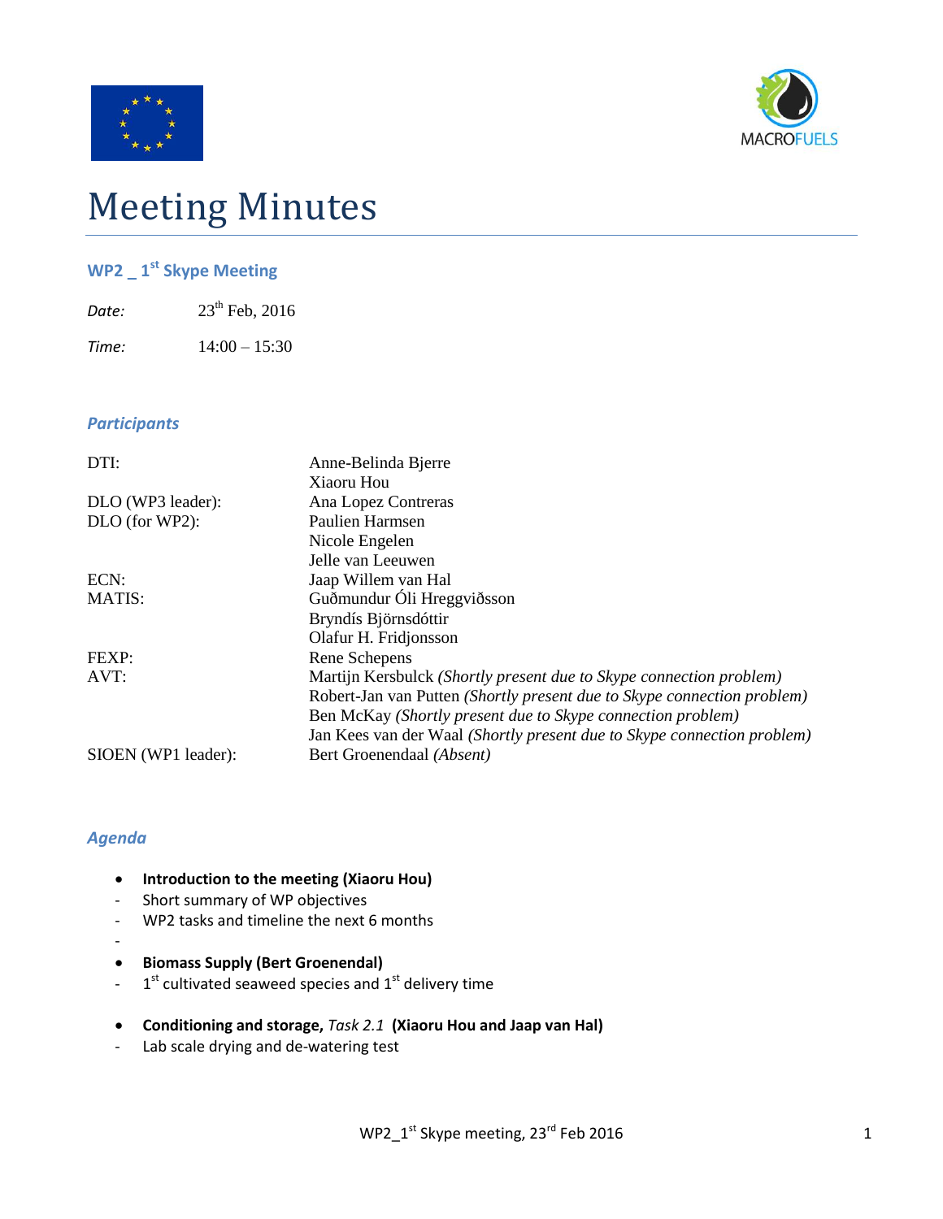# Meeting Minutes

## WP2 _ 1st Skype Meeting

*Date:* 23th Feb, 2016

*Time:* 14:00 – 15:30

### *Participants*

| | |
|---|---|
| DTI: | Anne-Belinda Bjerre |
| | Xiaoru Hou |
| DLO (WP3 leader): | Ana Lopez Contreras |
| DLO (for WP2): | Paulien Harmsen |
| | Nicole Engelen |
| | Jelle van Leeuwen |
| ECN: | Jaap Willem van Hal |
| MATIS: | Guðmundur Óli Hreggviðsson |
| | Bryndís Björnsdóttir |
| | Olafur H. Fridjonsson |
| FEXP: | Rene Schepens |
| AVT: | Martijn Kersbulck *(Shortly present due to Skype connection problem)* |
| | Robert-Jan van Putten *(Shortly present due to Skype connection problem)* |
| | Ben McKay *(Shortly present due to Skype connection problem)* |
| | Jan Kees van der Waal *(Shortly present due to Skype connection problem)* |
| SIOEN (WP1 leader): | Bert Groenendaal *(Absent)* |

### *Agenda*

- **Introduction to the meeting (Xiaoru Hou)**
  - Short summary of WP objectives
  - WP2 tasks and timeline the next 6 months
  -
- **Biomass Supply (Bert Groenendal)**
  - 1st cultivated seaweed species and 1st delivery time
- **Conditioning and storage,** ***Task 2.1*** **(Xiaoru Hou and Jaap van Hal)**
  - Lab scale drying and de-watering test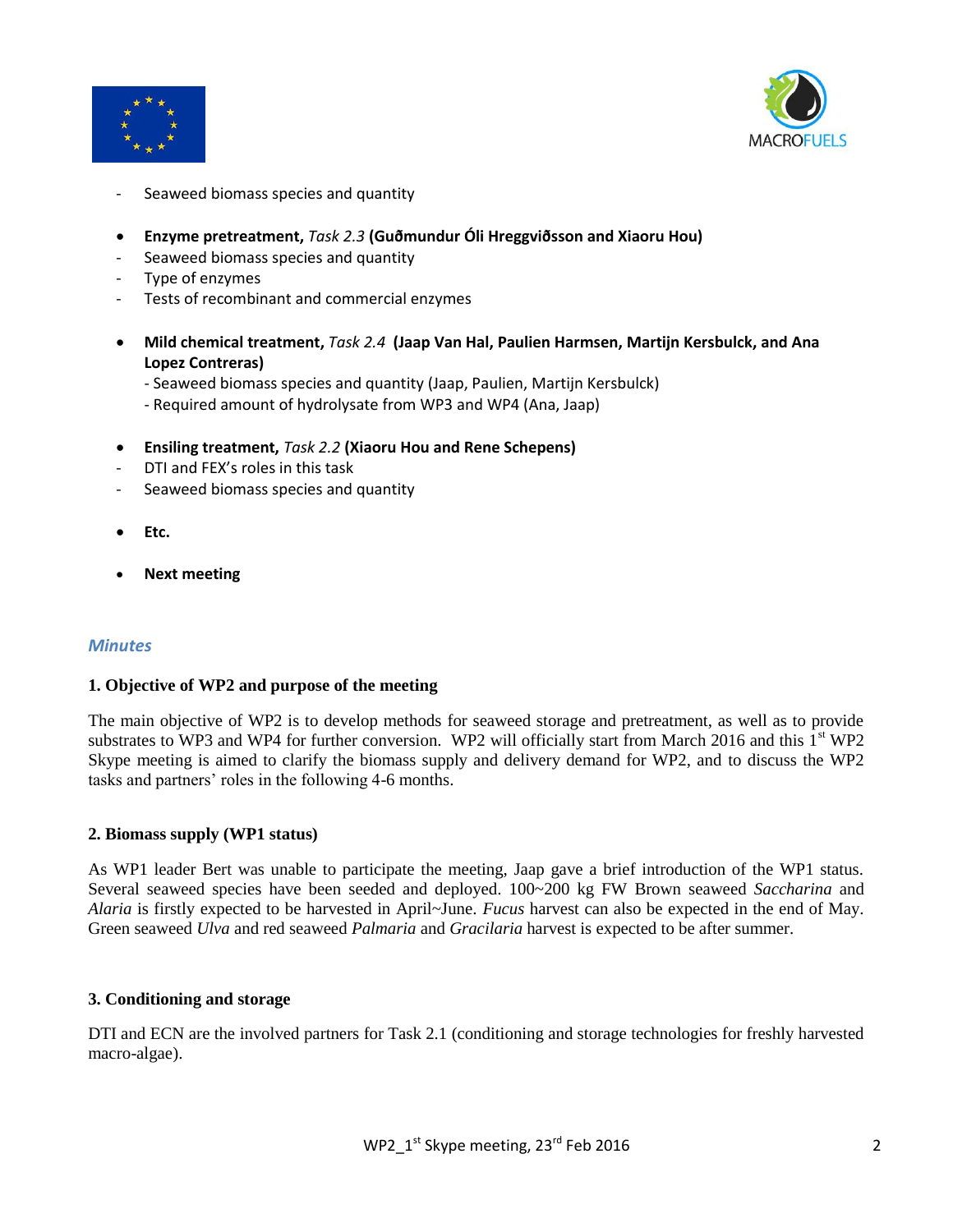- Seaweed biomass species and quantity

- **Enzyme pretreatment,** *Task 2.3* **(Guðmundur Óli Hreggviðsson and Xiaoru Hou)**
- Seaweed biomass species and quantity
- Type of enzymes
- Tests of recombinant and commercial enzymes

- **Mild chemical treatment,** *Task 2.4* **(Jaap Van Hal, Paulien Harmsen, Martijn Kersbulck, and Ana Lopez Contreras)**
  - Seaweed biomass species and quantity (Jaap, Paulien, Martijn Kersbulck)
  - Required amount of hydrolysate from WP3 and WP4 (Ana, Jaap)

- **Ensiling treatment,** *Task 2.2* **(Xiaoru Hou and Rene Schepens)**
- DTI and FEX's roles in this task
- Seaweed biomass species and quantity

- **Etc.**

- **Next meeting**

## *Minutes*

### 1. Objective of WP2 and purpose of the meeting

The main objective of WP2 is to develop methods for seaweed storage and pretreatment, as well as to provide substrates to WP3 and WP4 for further conversion. WP2 will officially start from March 2016 and this 1st WP2 Skype meeting is aimed to clarify the biomass supply and delivery demand for WP2, and to discuss the WP2 tasks and partners' roles in the following 4-6 months.

### 2. Biomass supply (WP1 status)

As WP1 leader Bert was unable to participate the meeting, Jaap gave a brief introduction of the WP1 status. Several seaweed species have been seeded and deployed. 100~200 kg FW Brown seaweed *Saccharina* and *Alaria* is firstly expected to be harvested in April~June. *Fucus* harvest can also be expected in the end of May. Green seaweed *Ulva* and red seaweed *Palmaria* and *Gracilaria* harvest is expected to be after summer.

### 3. Conditioning and storage

DTI and ECN are the involved partners for Task 2.1 (conditioning and storage technologies for freshly harvested macro-algae).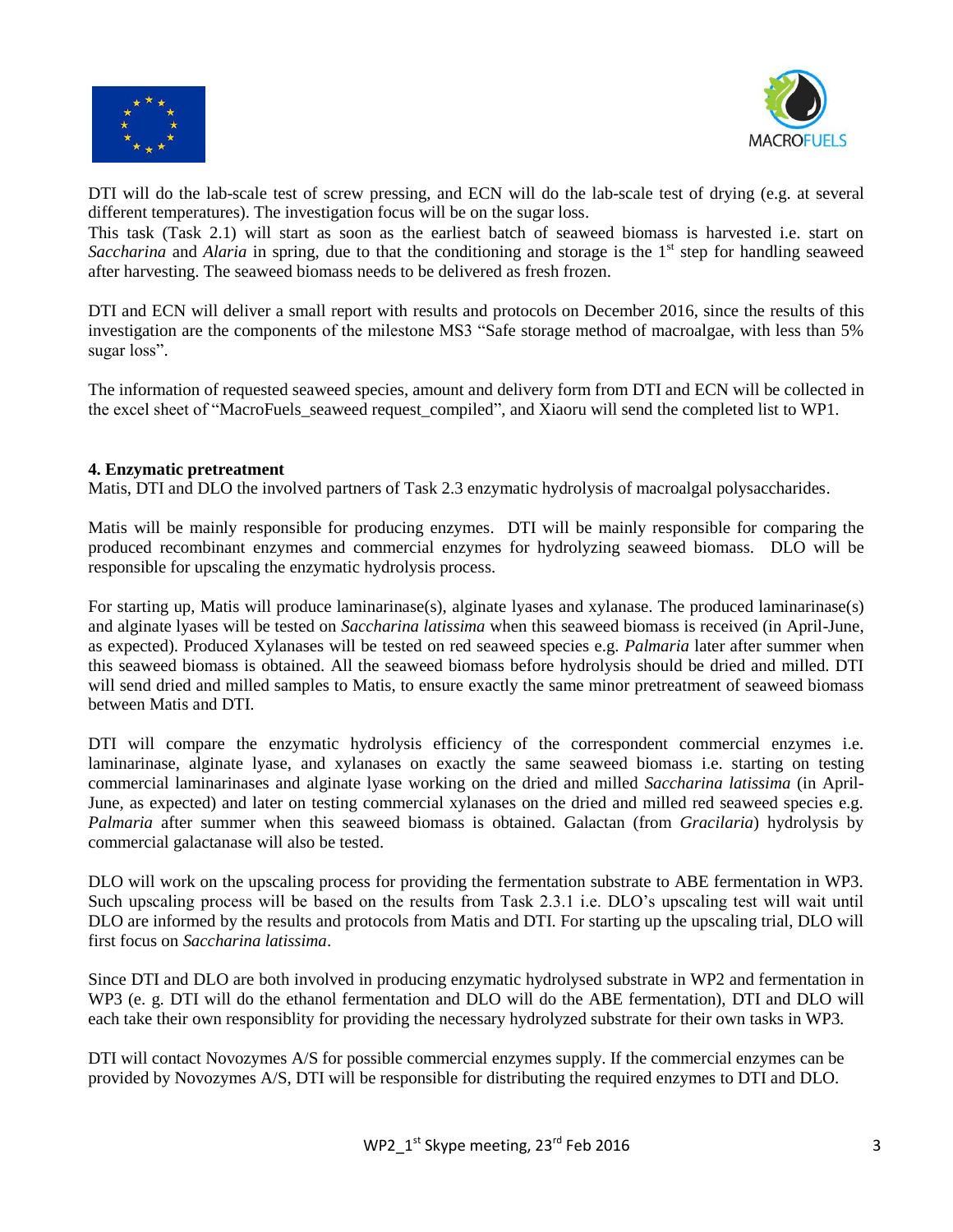DTI will do the lab-scale test of screw pressing, and ECN will do the lab-scale test of drying (e.g. at several different temperatures). The investigation focus will be on the sugar loss.
This task (Task 2.1) will start as soon as the earliest batch of seaweed biomass is harvested i.e. start on *Saccharina* and *Alaria* in spring, due to that the conditioning and storage is the 1st step for handling seaweed after harvesting. The seaweed biomass needs to be delivered as fresh frozen.

DTI and ECN will deliver a small report with results and protocols on December 2016, since the results of this investigation are the components of the milestone MS3 "Safe storage method of macroalgae, with less than 5% sugar loss".

The information of requested seaweed species, amount and delivery form from DTI and ECN will be collected in the excel sheet of "MacroFuels_seaweed request_compiled", and Xiaoru will send the completed list to WP1.

**4. Enzymatic pretreatment**

Matis, DTI and DLO the involved partners of Task 2.3 enzymatic hydrolysis of macroalgal polysaccharides.

Matis will be mainly responsible for producing enzymes. DTI will be mainly responsible for comparing the produced recombinant enzymes and commercial enzymes for hydrolyzing seaweed biomass. DLO will be responsible for upscaling the enzymatic hydrolysis process.

For starting up, Matis will produce laminarinase(s), alginate lyases and xylanase. The produced laminarinase(s) and alginate lyases will be tested on *Saccharina latissima* when this seaweed biomass is received (in April-June, as expected). Produced Xylanases will be tested on red seaweed species e.g. *Palmaria* later after summer when this seaweed biomass is obtained. All the seaweed biomass before hydrolysis should be dried and milled. DTI will send dried and milled samples to Matis, to ensure exactly the same minor pretreatment of seaweed biomass between Matis and DTI.

DTI will compare the enzymatic hydrolysis efficiency of the correspondent commercial enzymes i.e. laminarinase, alginate lyase, and xylanases on exactly the same seaweed biomass i.e. starting on testing commercial laminarinases and alginate lyase working on the dried and milled *Saccharina latissima* (in April-June, as expected) and later on testing commercial xylanases on the dried and milled red seaweed species e.g. *Palmaria* after summer when this seaweed biomass is obtained. Galactan (from *Gracilaria*) hydrolysis by commercial galactanase will also be tested.

DLO will work on the upscaling process for providing the fermentation substrate to ABE fermentation in WP3. Such upscaling process will be based on the results from Task 2.3.1 i.e. DLO's upscaling test will wait until DLO are informed by the results and protocols from Matis and DTI. For starting up the upscaling trial, DLO will first focus on *Saccharina latissima*.

Since DTI and DLO are both involved in producing enzymatic hydrolysed substrate in WP2 and fermentation in WP3 (e. g. DTI will do the ethanol fermentation and DLO will do the ABE fermentation), DTI and DLO will each take their own responsiblity for providing the necessary hydrolyzed substrate for their own tasks in WP3.

DTI will contact Novozymes A/S for possible commercial enzymes supply. If the commercial enzymes can be provided by Novozymes A/S, DTI will be responsible for distributing the required enzymes to DTI and DLO.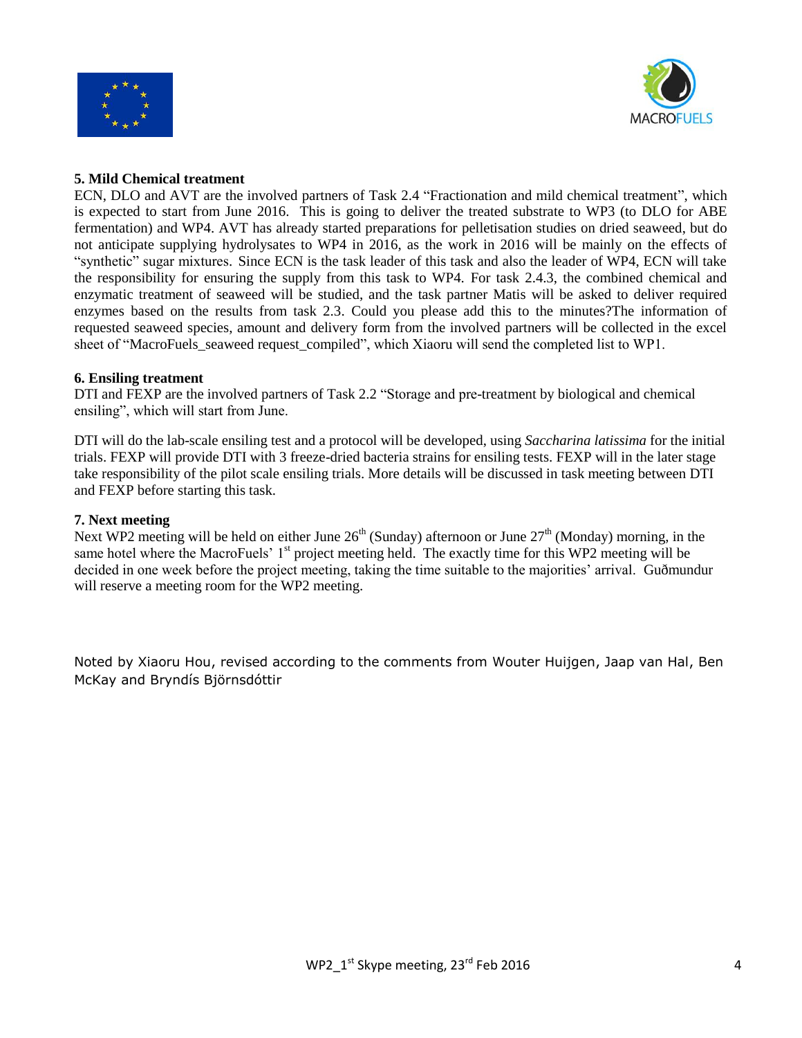**5. Mild Chemical treatment**

ECN, DLO and AVT are the involved partners of Task 2.4 "Fractionation and mild chemical treatment", which is expected to start from June 2016. This is going to deliver the treated substrate to WP3 (to DLO for ABE fermentation) and WP4. AVT has already started preparations for pelletisation studies on dried seaweed, but do not anticipate supplying hydrolysates to WP4 in 2016, as the work in 2016 will be mainly on the effects of "synthetic" sugar mixtures. Since ECN is the task leader of this task and also the leader of WP4, ECN will take the responsibility for ensuring the supply from this task to WP4. For task 2.4.3, the combined chemical and enzymatic treatment of seaweed will be studied, and the task partner Matis will be asked to deliver required enzymes based on the results from task 2.3. Could you please add this to the minutes?The information of requested seaweed species, amount and delivery form from the involved partners will be collected in the excel sheet of "MacroFuels_seaweed request_compiled", which Xiaoru will send the completed list to WP1.

**6. Ensiling treatment**

DTI and FEXP are the involved partners of Task 2.2 "Storage and pre-treatment by biological and chemical ensiling", which will start from June.

DTI will do the lab-scale ensiling test and a protocol will be developed, using *Saccharina latissima* for the initial trials. FEXP will provide DTI with 3 freeze-dried bacteria strains for ensiling tests. FEXP will in the later stage take responsibility of the pilot scale ensiling trials. More details will be discussed in task meeting between DTI and FEXP before starting this task.

**7. Next meeting**

Next WP2 meeting will be held on either June 26th (Sunday) afternoon or June 27th (Monday) morning, in the same hotel where the MacroFuels' 1st project meeting held. The exactly time for this WP2 meeting will be decided in one week before the project meeting, taking the time suitable to the majorities' arrival. Guðmundur will reserve a meeting room for the WP2 meeting.

Noted by Xiaoru Hou, revised according to the comments from Wouter Huijgen, Jaap van Hal, Ben McKay and Bryndís Björnsdóttir